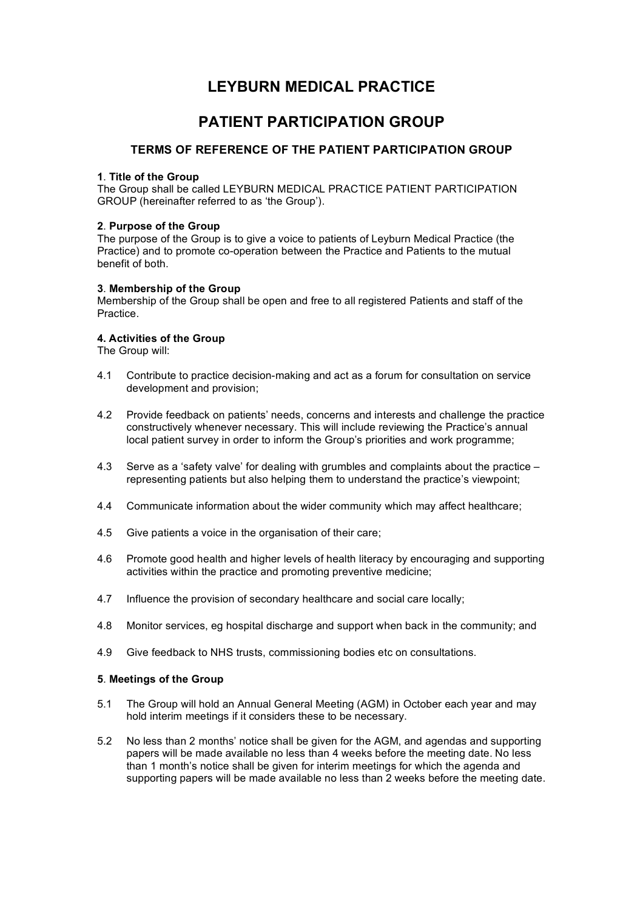# LEYBURN MEDICAL PRACTICE

# PATIENT PARTICIPATION GROUP

## TERMS OF REFERENCE OF THE PATIENT PARTICIPATION GROUP

**1. Title of the Group**
The Group shall be called LEYBURN MEDICAL PRACTICE PATIENT PARTICIPATION GROUP (hereinafter referred to as 'the Group').

**2. Purpose of the Group**
The purpose of the Group is to give a voice to patients of Leyburn Medical Practice (the Practice) and to promote co-operation between the Practice and Patients to the mutual benefit of both.

**3. Membership of the Group**
Membership of the Group shall be open and free to all registered Patients and staff of the Practice.

**4. Activities of the Group**
The Group will:

4.1 Contribute to practice decision-making and act as a forum for consultation on service development and provision;

4.2 Provide feedback on patients' needs, concerns and interests and challenge the practice constructively whenever necessary. This will include reviewing the Practice's annual local patient survey in order to inform the Group's priorities and work programme;

4.3 Serve as a 'safety valve' for dealing with grumbles and complaints about the practice – representing patients but also helping them to understand the practice's viewpoint;

4.4 Communicate information about the wider community which may affect healthcare;

4.5 Give patients a voice in the organisation of their care;

4.6 Promote good health and higher levels of health literacy by encouraging and supporting activities within the practice and promoting preventive medicine;

4.7 Influence the provision of secondary healthcare and social care locally;

4.8 Monitor services, eg hospital discharge and support when back in the community; and

4.9 Give feedback to NHS trusts, commissioning bodies etc on consultations.

**5. Meetings of the Group**

5.1 The Group will hold an Annual General Meeting (AGM) in October each year and may hold interim meetings if it considers these to be necessary.

5.2 No less than 2 months' notice shall be given for the AGM, and agendas and supporting papers will be made available no less than 4 weeks before the meeting date. No less than 1 month's notice shall be given for interim meetings for which the agenda and supporting papers will be made available no less than 2 weeks before the meeting date.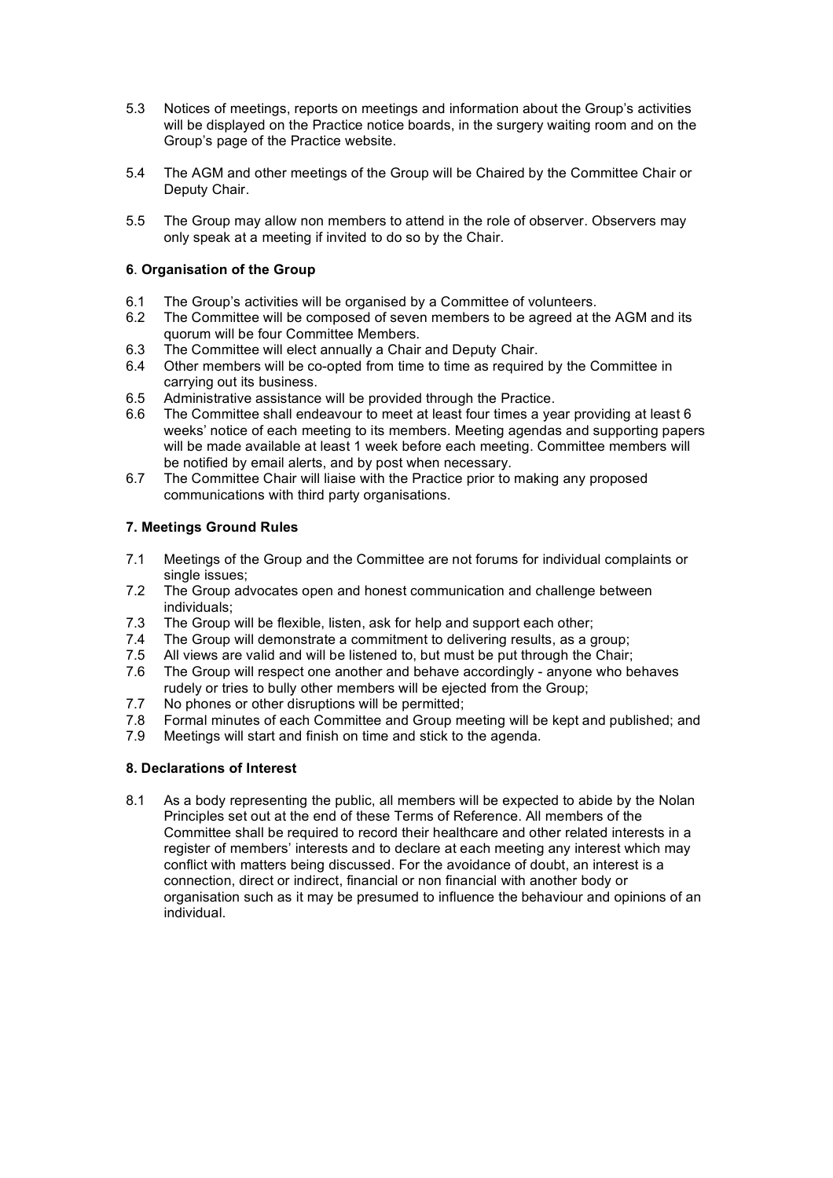5.3 Notices of meetings, reports on meetings and information about the Group's activities will be displayed on the Practice notice boards, in the surgery waiting room and on the Group's page of the Practice website.

5.4 The AGM and other meetings of the Group will be Chaired by the Committee Chair or Deputy Chair.

5.5 The Group may allow non members to attend in the role of observer. Observers may only speak at a meeting if invited to do so by the Chair.

### 6. Organisation of the Group

6.1 The Group's activities will be organised by a Committee of volunteers.
6.2 The Committee will be composed of seven members to be agreed at the AGM and its quorum will be four Committee Members.
6.3 The Committee will elect annually a Chair and Deputy Chair.
6.4 Other members will be co-opted from time to time as required by the Committee in carrying out its business.
6.5 Administrative assistance will be provided through the Practice.
6.6 The Committee shall endeavour to meet at least four times a year providing at least 6 weeks' notice of each meeting to its members. Meeting agendas and supporting papers will be made available at least 1 week before each meeting. Committee members will be notified by email alerts, and by post when necessary.
6.7 The Committee Chair will liaise with the Practice prior to making any proposed communications with third party organisations.

### 7. Meetings Ground Rules

7.1 Meetings of the Group and the Committee are not forums for individual complaints or single issues;
7.2 The Group advocates open and honest communication and challenge between individuals;
7.3 The Group will be flexible, listen, ask for help and support each other;
7.4 The Group will demonstrate a commitment to delivering results, as a group;
7.5 All views are valid and will be listened to, but must be put through the Chair;
7.6 The Group will respect one another and behave accordingly - anyone who behaves rudely or tries to bully other members will be ejected from the Group;
7.7 No phones or other disruptions will be permitted;
7.8 Formal minutes of each Committee and Group meeting will be kept and published; and
7.9 Meetings will start and finish on time and stick to the agenda.

### 8. Declarations of Interest

8.1 As a body representing the public, all members will be expected to abide by the Nolan Principles set out at the end of these Terms of Reference. All members of the Committee shall be required to record their healthcare and other related interests in a register of members' interests and to declare at each meeting any interest which may conflict with matters being discussed. For the avoidance of doubt, an interest is a connection, direct or indirect, financial or non financial with another body or organisation such as it may be presumed to influence the behaviour and opinions of an individual.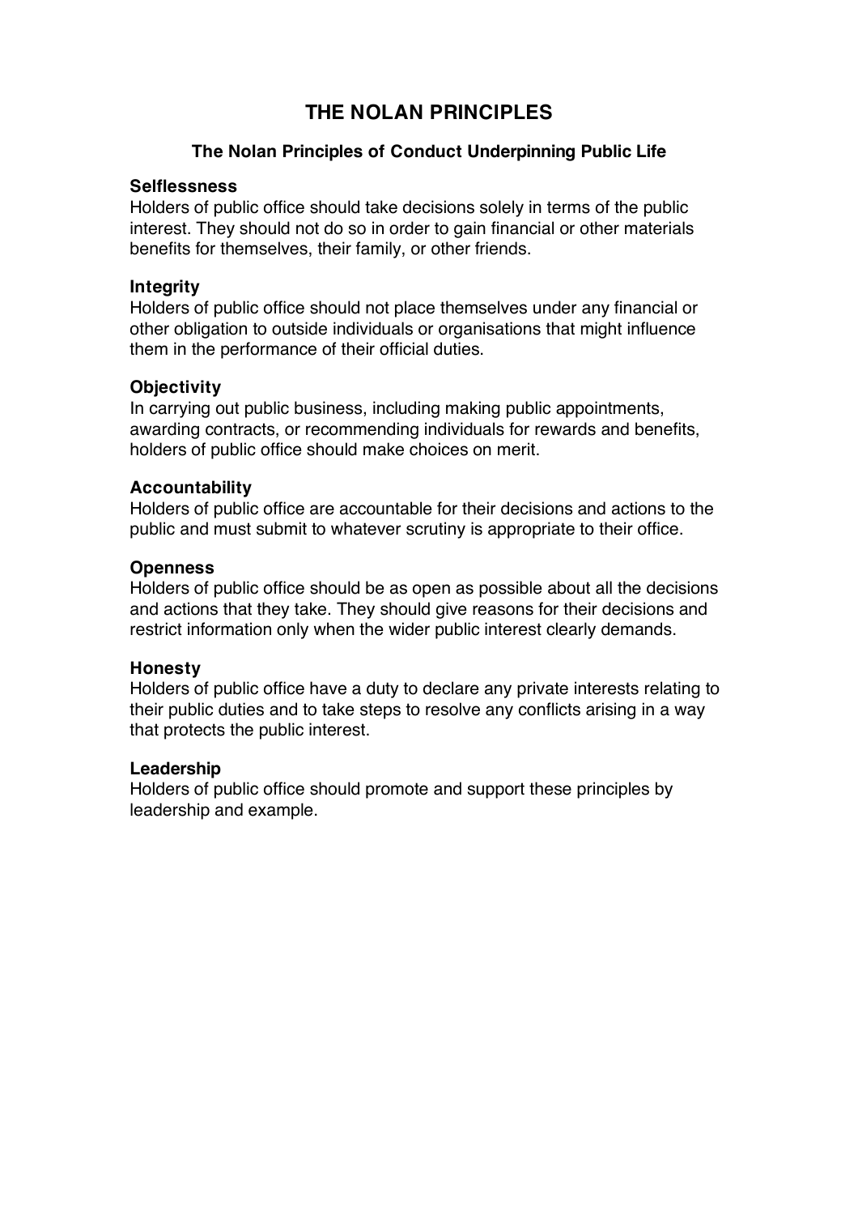# THE NOLAN PRINCIPLES

## The Nolan Principles of Conduct Underpinning Public Life

### Selflessness

Holders of public office should take decisions solely in terms of the public interest. They should not do so in order to gain financial or other materials benefits for themselves, their family, or other friends.

### Integrity

Holders of public office should not place themselves under any financial or other obligation to outside individuals or organisations that might influence them in the performance of their official duties.

### Objectivity

In carrying out public business, including making public appointments, awarding contracts, or recommending individuals for rewards and benefits, holders of public office should make choices on merit.

### Accountability

Holders of public office are accountable for their decisions and actions to the public and must submit to whatever scrutiny is appropriate to their office.

### Openness

Holders of public office should be as open as possible about all the decisions and actions that they take. They should give reasons for their decisions and restrict information only when the wider public interest clearly demands.

### Honesty

Holders of public office have a duty to declare any private interests relating to their public duties and to take steps to resolve any conflicts arising in a way that protects the public interest.

### Leadership

Holders of public office should promote and support these principles by leadership and example.